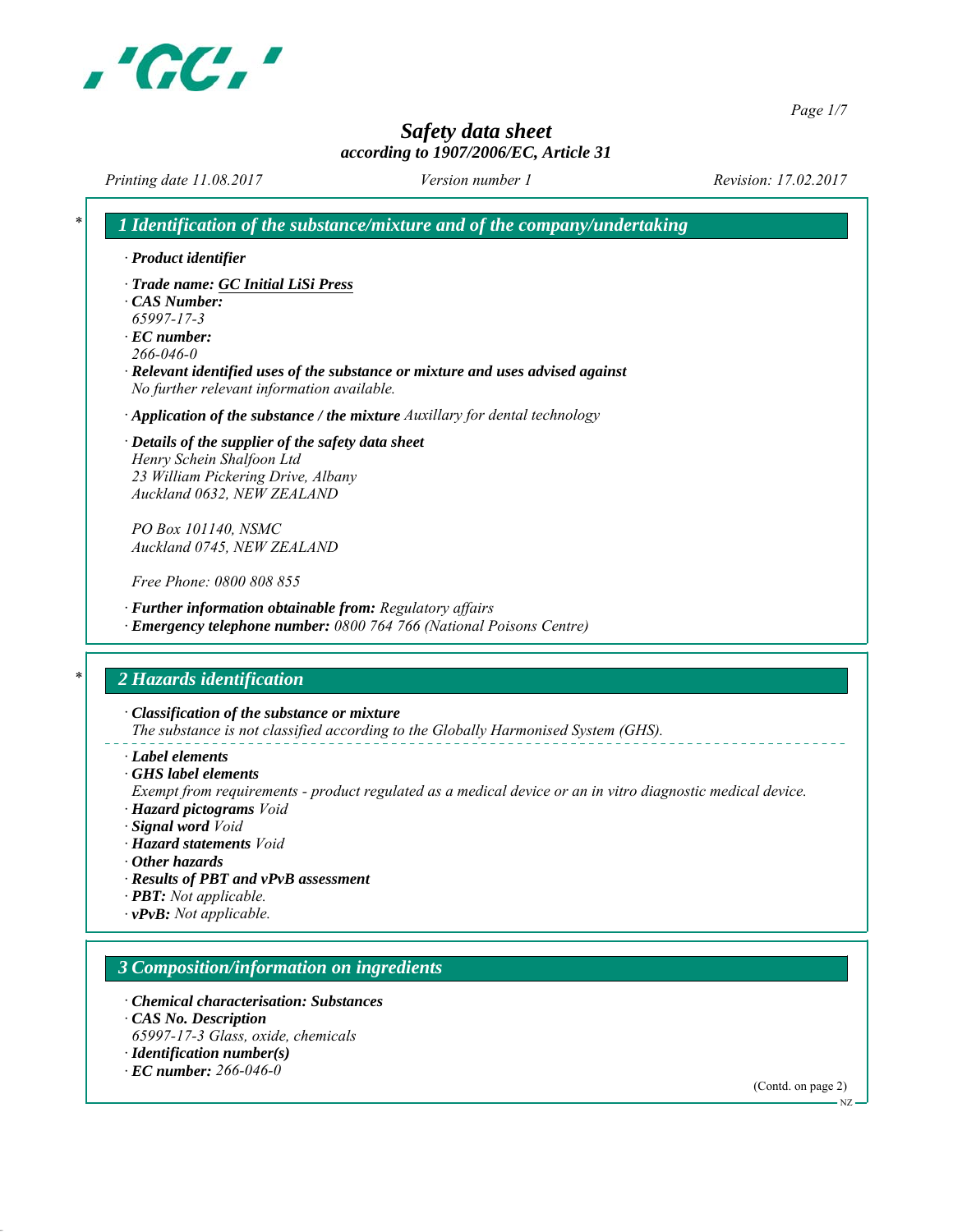# Safety data sheet

*according to 1907/2006/EC, Article 31*

Printing date 11.08.2017 | Version number 1 | Revision: 17.02.2017

## * 1 Identification of the substance/mixture and of the company/undertaking

- **Product identifier**
- **Trade name: GC Initial LiSi Press**
- **CAS Number:**
  65997-17-3
- **EC number:**
  266-046-0
- **Relevant identified uses of the substance or mixture and uses advised against**
  No further relevant information available.
- **Application of the substance / the mixture** Auxillary for dental technology
- **Details of the supplier of the safety data sheet**
  Henry Schein Shalfoon Ltd
  23 William Pickering Drive, Albany
  Auckland 0632, NEW ZEALAND

  PO Box 101140, NSMC
  Auckland 0745, NEW ZEALAND

  Free Phone: 0800 808 855
- **Further information obtainable from:** Regulatory affairs
- **Emergency telephone number:** 0800 764 766 (National Poisons Centre)

## * 2 Hazards identification

- **Classification of the substance or mixture**
  The substance is not classified according to the Globally Harmonised System (GHS).
- **Label elements**
- **GHS label elements**
  Exempt from requirements - product regulated as a medical device or an in vitro diagnostic medical device.
- **Hazard pictograms** Void
- **Signal word** Void
- **Hazard statements** Void
- **Other hazards**
- **Results of PBT and vPvB assessment**
- **PBT:** Not applicable.
- **vPvB:** Not applicable.

## 3 Composition/information on ingredients

- **Chemical characterisation: Substances**
- **CAS No. Description**
  65997-17-3 Glass, oxide, chemicals
- **Identification number(s)**
- **EC number:** 266-046-0

(Contd. on page 2)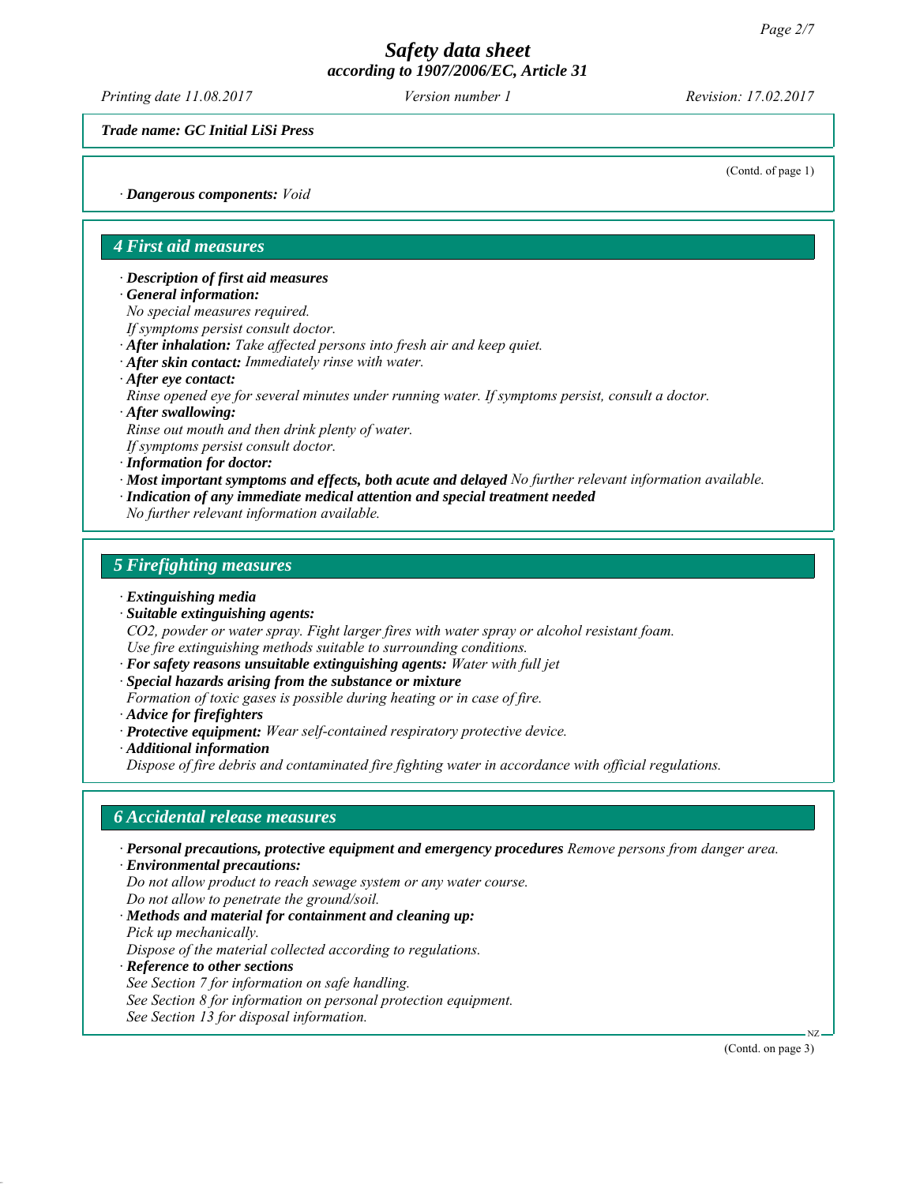*Trade name: GC Initial LiSi Press*

(Contd. of page 1)

· **Dangerous components:** *Void*

## 4 First aid measures

· **Description of first aid measures**
· **General information:**
*No special measures required.*
*If symptoms persist consult doctor.*
· **After inhalation:** *Take affected persons into fresh air and keep quiet.*
· **After skin contact:** *Immediately rinse with water.*
· **After eye contact:**
*Rinse opened eye for several minutes under running water. If symptoms persist, consult a doctor.*
· **After swallowing:**
*Rinse out mouth and then drink plenty of water.*
*If symptoms persist consult doctor.*
· **Information for doctor:**
· **Most important symptoms and effects, both acute and delayed** *No further relevant information available.*
· **Indication of any immediate medical attention and special treatment needed**
*No further relevant information available.*

## 5 Firefighting measures

· **Extinguishing media**
· **Suitable extinguishing agents:**
*$CO_2$, powder or water spray. Fight larger fires with water spray or alcohol resistant foam.*
*Use fire extinguishing methods suitable to surrounding conditions.*
· **For safety reasons unsuitable extinguishing agents:** *Water with full jet*
· **Special hazards arising from the substance or mixture**
*Formation of toxic gases is possible during heating or in case of fire.*
· **Advice for firefighters**
· **Protective equipment:** *Wear self-contained respiratory protective device.*
· **Additional information**
*Dispose of fire debris and contaminated fire fighting water in accordance with official regulations.*

## 6 Accidental release measures

· **Personal precautions, protective equipment and emergency procedures** *Remove persons from danger area.*
· **Environmental precautions:**
*Do not allow product to reach sewage system or any water course.*
*Do not allow to penetrate the ground/soil.*
· **Methods and material for containment and cleaning up:**
*Pick up mechanically.*
*Dispose of the material collected according to regulations.*
· **Reference to other sections**
*See Section 7 for information on safe handling.*
*See Section 8 for information on personal protection equipment.*
*See Section 13 for disposal information.*

(Contd. on page 3)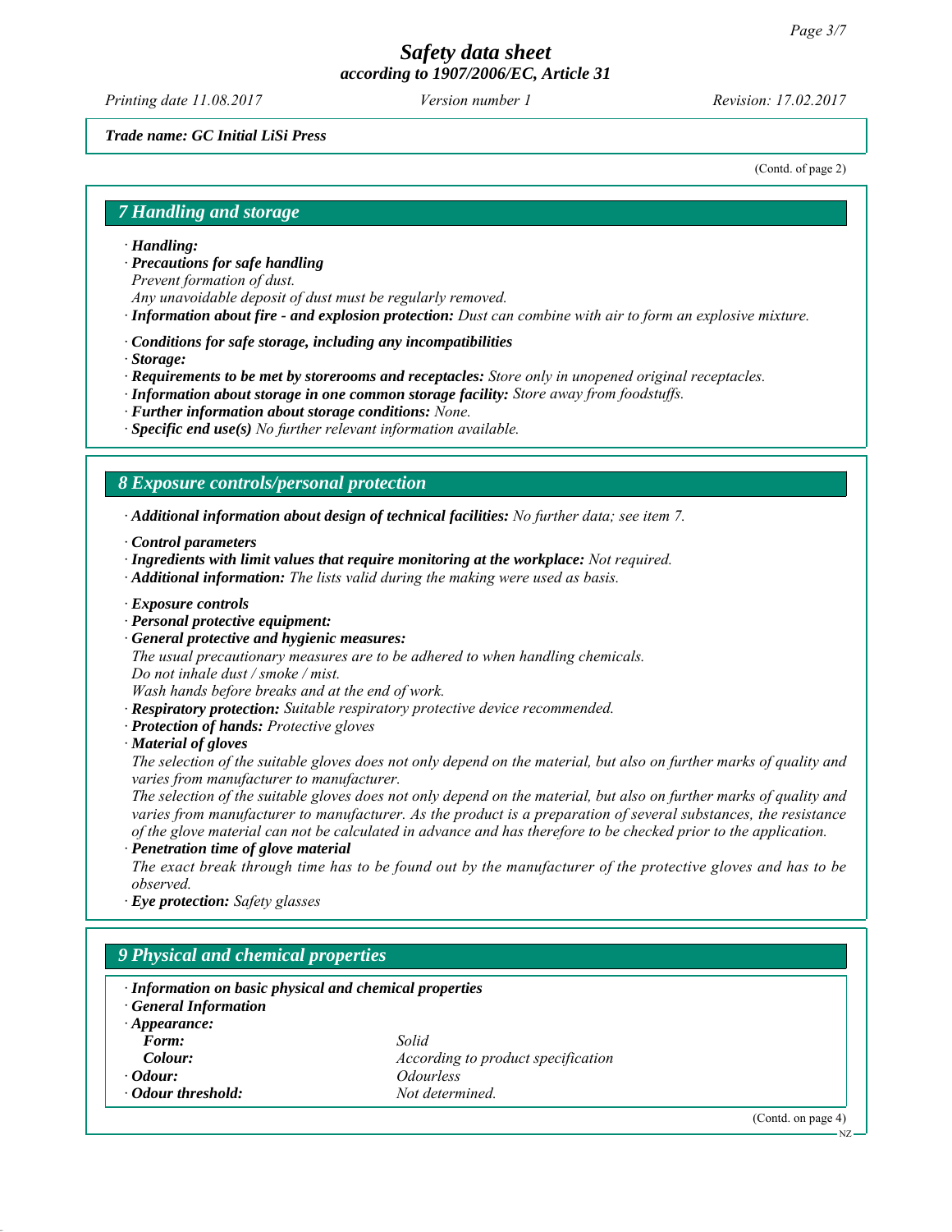*Trade name: GC Initial LiSi Press*

(Contd. of page 2)

## 7 Handling and storage

· ***Handling:***
· ***Precautions for safe handling***
*Prevent formation of dust.*
*Any unavoidable deposit of dust must be regularly removed.*
· ***Information about fire - and explosion protection:*** *Dust can combine with air to form an explosive mixture.*

· ***Conditions for safe storage, including any incompatibilities***
· ***Storage:***
· ***Requirements to be met by storerooms and receptacles:*** *Store only in unopened original receptacles.*
· ***Information about storage in one common storage facility:*** *Store away from foodstuffs.*
· ***Further information about storage conditions:*** *None.*
· ***Specific end use(s)*** *No further relevant information available.*

## 8 Exposure controls/personal protection

· ***Additional information about design of technical facilities:*** *No further data; see item 7.*

· ***Control parameters***
· ***Ingredients with limit values that require monitoring at the workplace:*** *Not required.*
· ***Additional information:*** *The lists valid during the making were used as basis.*

· ***Exposure controls***
· ***Personal protective equipment:***
· ***General protective and hygienic measures:***
*The usual precautionary measures are to be adhered to when handling chemicals.*
*Do not inhale dust / smoke / mist.*
*Wash hands before breaks and at the end of work.*
· ***Respiratory protection:*** *Suitable respiratory protective device recommended.*
· ***Protection of hands:*** *Protective gloves*
· ***Material of gloves***
*The selection of the suitable gloves does not only depend on the material, but also on further marks of quality and varies from manufacturer to manufacturer.*
*The selection of the suitable gloves does not only depend on the material, but also on further marks of quality and varies from manufacturer to manufacturer. As the product is a preparation of several substances, the resistance of the glove material can not be calculated in advance and has therefore to be checked prior to the application.*
· ***Penetration time of glove material***
*The exact break through time has to be found out by the manufacturer of the protective gloves and has to be observed.*
· ***Eye protection:*** *Safety glasses*

## 9 Physical and chemical properties

· ***Information on basic physical and chemical properties***
· ***General Information***

| | |
|---|---|
| · ***Appearance:*** | |
| ***Form:*** | *Solid* |
| ***Colour:*** | *According to product specification* |
| · ***Odour:*** | *Odourless* |
| · ***Odour threshold:*** | *Not determined.* |

(Contd. on page 4)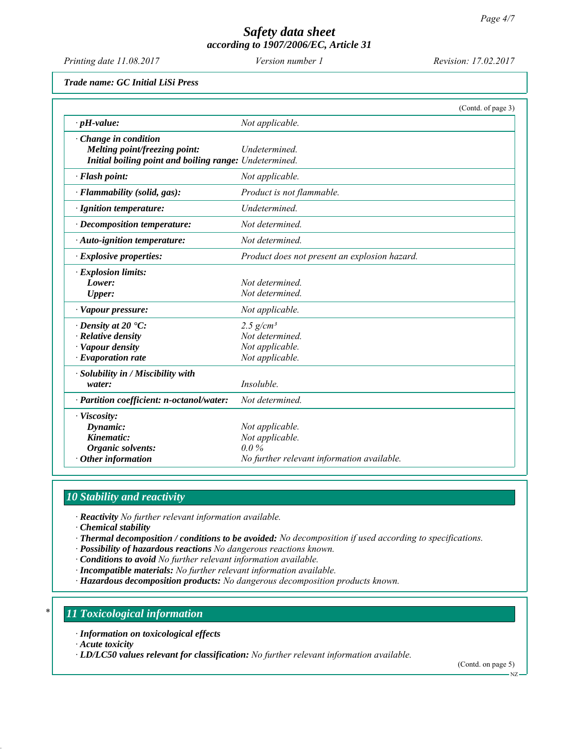Trade name: GC Initial LiSi Press

(Contd. of page 3)

| | |
|---|---|
| · **pH-value:** | *Not applicable.* |
| · **Change in condition** | |
| **Melting point/freezing point:** | *Undetermined.* |
| **Initial boiling point and boiling range:** | *Undetermined.* |
| · **Flash point:** | *Not applicable.* |
| · **Flammability (solid, gas):** | *Product is not flammable.* |
| · **Ignition temperature:** | *Undetermined.* |
| · **Decomposition temperature:** | *Not determined.* |
| · **Auto-ignition temperature:** | *Not determined.* |
| · **Explosive properties:** | *Product does not present an explosion hazard.* |
| · **Explosion limits:** | |
| **Lower:** | *Not determined.* |
| **Upper:** | *Not determined.* |
| · **Vapour pressure:** | *Not applicable.* |
| · **Density at 20 °C:** | *2.5 g/cm³* |
| · **Relative density** | *Not determined.* |
| · **Vapour density** | *Not applicable.* |
| · **Evaporation rate** | *Not applicable.* |
| · **Solubility in / Miscibility with** | |
| **water:** | *Insoluble.* |
| · **Partition coefficient: n-octanol/water:** | *Not determined.* |
| · **Viscosity:** | |
| **Dynamic:** | *Not applicable.* |
| **Kinematic:** | *Not applicable.* |
| **Organic solvents:** | *0.0 %* |
| · **Other information** | *No further relevant information available.* |

## 10 Stability and reactivity

· **Reactivity** *No further relevant information available.*
· **Chemical stability**
· **Thermal decomposition / conditions to be avoided:** *No decomposition if used according to specifications.*
· **Possibility of hazardous reactions** *No dangerous reactions known.*
· **Conditions to avoid** *No further relevant information available.*
· **Incompatible materials:** *No further relevant information available.*
· **Hazardous decomposition products:** *No dangerous decomposition products known.*

## * 11 Toxicological information

· **Information on toxicological effects**
· **Acute toxicity**
· **LD/LC50 values relevant for classification:** *No further relevant information available.*

(Contd. on page 5)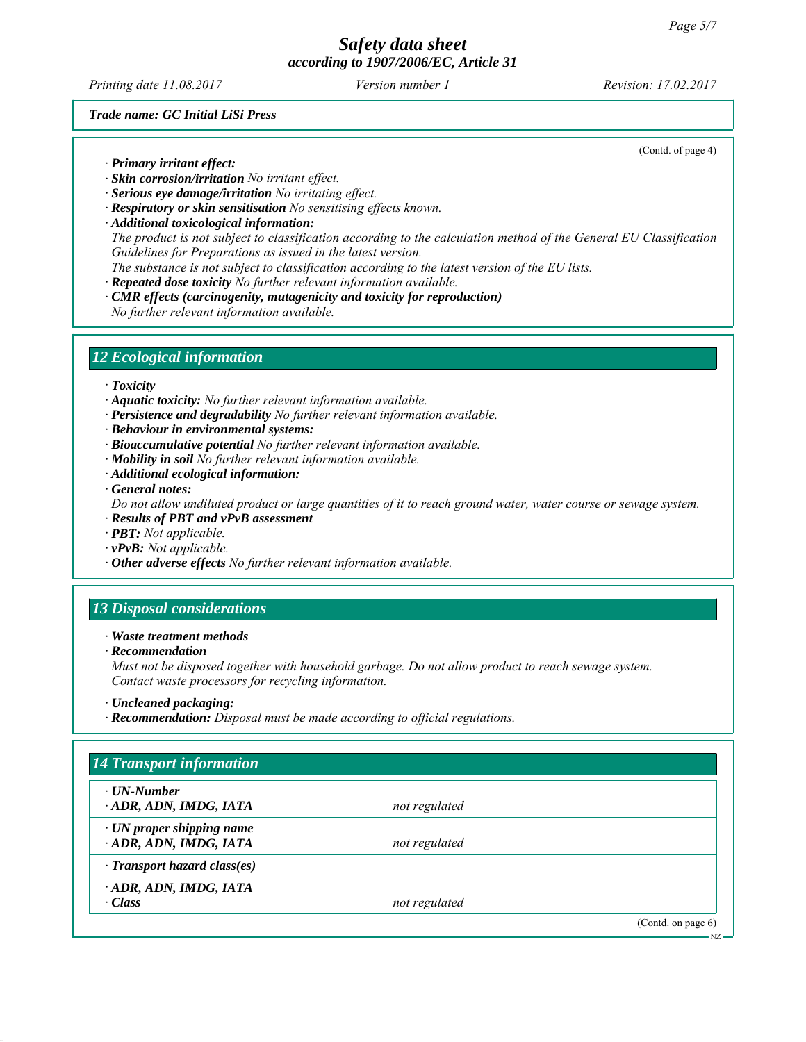(Contd. of page 4)

· **Primary irritant effect:**
· **Skin corrosion/irritation** *No irritant effect.*
· **Serious eye damage/irritation** *No irritating effect.*
· **Respiratory or skin sensitisation** *No sensitising effects known.*
· **Additional toxicological information:**
*The product is not subject to classification according to the calculation method of the General EU Classification Guidelines for Preparations as issued in the latest version.*
*The substance is not subject to classification according to the latest version of the EU lists.*
· **Repeated dose toxicity** *No further relevant information available.*
· **CMR effects (carcinogenity, mutagenicity and toxicity for reproduction)**
*No further relevant information available.*

## 12 Ecological information

· **Toxicity**
· **Aquatic toxicity:** *No further relevant information available.*
· **Persistence and degradability** *No further relevant information available.*
· **Behaviour in environmental systems:**
· **Bioaccumulative potential** *No further relevant information available.*
· **Mobility in soil** *No further relevant information available.*
· **Additional ecological information:**
· **General notes:**
*Do not allow undiluted product or large quantities of it to reach ground water, water course or sewage system.*
· **Results of PBT and vPvB assessment**
· **PBT:** *Not applicable.*
· **vPvB:** *Not applicable.*
· **Other adverse effects** *No further relevant information available.*

## 13 Disposal considerations

· **Waste treatment methods**
· **Recommendation**
*Must not be disposed together with household garbage. Do not allow product to reach sewage system.*
*Contact waste processors for recycling information.*

· **Uncleaned packaging:**
· **Recommendation:** *Disposal must be made according to official regulations.*

## 14 Transport information

| | |
|---|---|
| · **UN-Number**<br>· **ADR, ADN, IMDG, IATA** | *not regulated* |
| · **UN proper shipping name**<br>· **ADR, ADN, IMDG, IATA** | *not regulated* |
| · **Transport hazard class(es)** | |
| · **ADR, ADN, IMDG, IATA**<br>· **Class** | *not regulated* |

(Contd. on page 6)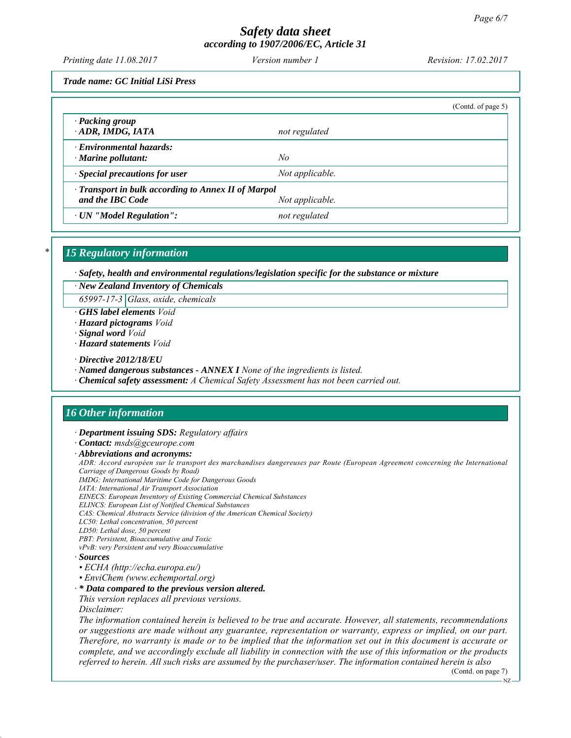(Contd. of page 5)

| | |
|---|---|
| · **Packing group** · **ADR, IMDG, IATA** | *not regulated* |
| · **Environmental hazards:** · **Marine pollutant:** | *No* |
| · **Special precautions for user** | *Not applicable.* |
| · **Transport in bulk according to Annex II of Marpol and the IBC Code** | *Not applicable.* |
| · **UN "Model Regulation":** | *not regulated* |

\* 

## 15 Regulatory information

· **Safety, health and environmental regulations/legislation specific for the substance or mixture**

| · New Zealand Inventory of Chemicals | |
|---|---|
| 65997-17-3 | Glass, oxide, chemicals |

· **GHS label elements** Void
· **Hazard pictograms** Void
· **Signal word** Void
· **Hazard statements** Void

· **Directive 2012/18/EU**
· **Named dangerous substances - ANNEX I** None of the ingredients is listed.
· **Chemical safety assessment:** A Chemical Safety Assessment has not been carried out.

## 16 Other information

· **Department issuing SDS:** Regulatory affairs
· **Contact:** msds@gceurope.com
· **Abbreviations and acronyms:**
ADR: Accord européen sur le transport des marchandises dangereuses par Route (European Agreement concerning the International Carriage of Dangerous Goods by Road)
IMDG: International Maritime Code for Dangerous Goods
IATA: International Air Transport Association
EINECS: European Inventory of Existing Commercial Chemical Substances
ELINCS: European List of Notified Chemical Substances
CAS: Chemical Abstracts Service (division of the American Chemical Society)
LC50: Lethal concentration, 50 percent
LD50: Lethal dose, 50 percent
PBT: Persistent, Bioaccumulative and Toxic
vPvB: very Persistent and very Bioaccumulative
· **Sources**
• ECHA (http://echa.europa.eu/)
• EnviChem (www.echemportal.org)
· **\* Data compared to the previous version altered.**
This version replaces all previous versions.
Disclaimer:
The information contained herein is believed to be true and accurate. However, all statements, recommendations or suggestions are made without any guarantee, representation or warranty, express or implied, on our part. Therefore, no warranty is made or to be implied that the information set out in this document is accurate or complete, and we accordingly exclude all liability in connection with the use of this information or the products referred to herein. All such risks are assumed by the purchaser/user. The information contained herein is also

(Contd. on page 7)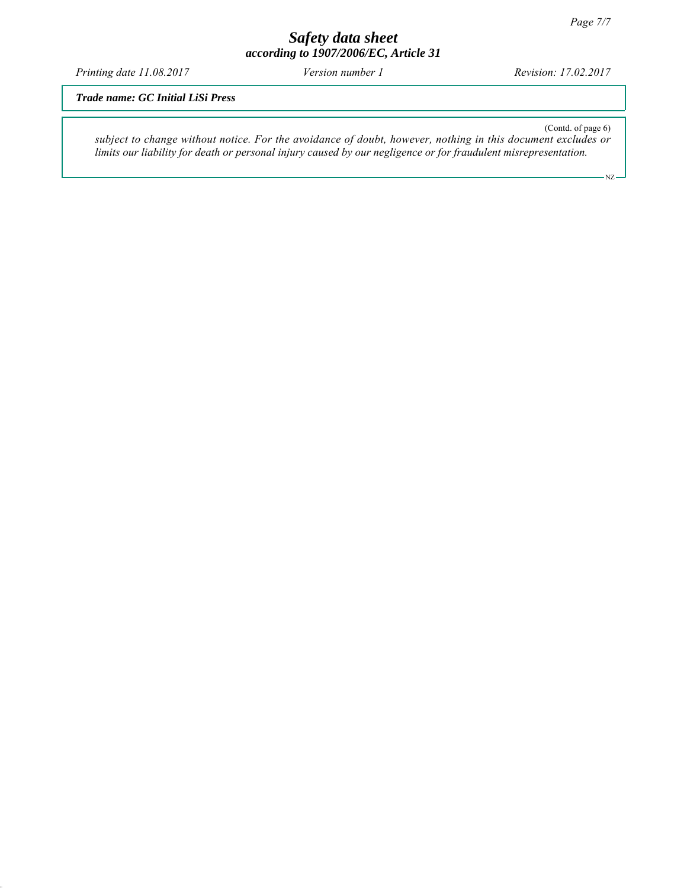*subject to change without notice. For the avoidance of doubt, however, nothing in this document excludes or limits our liability for death or personal injury caused by our negligence or for fraudulent misrepresentation.*